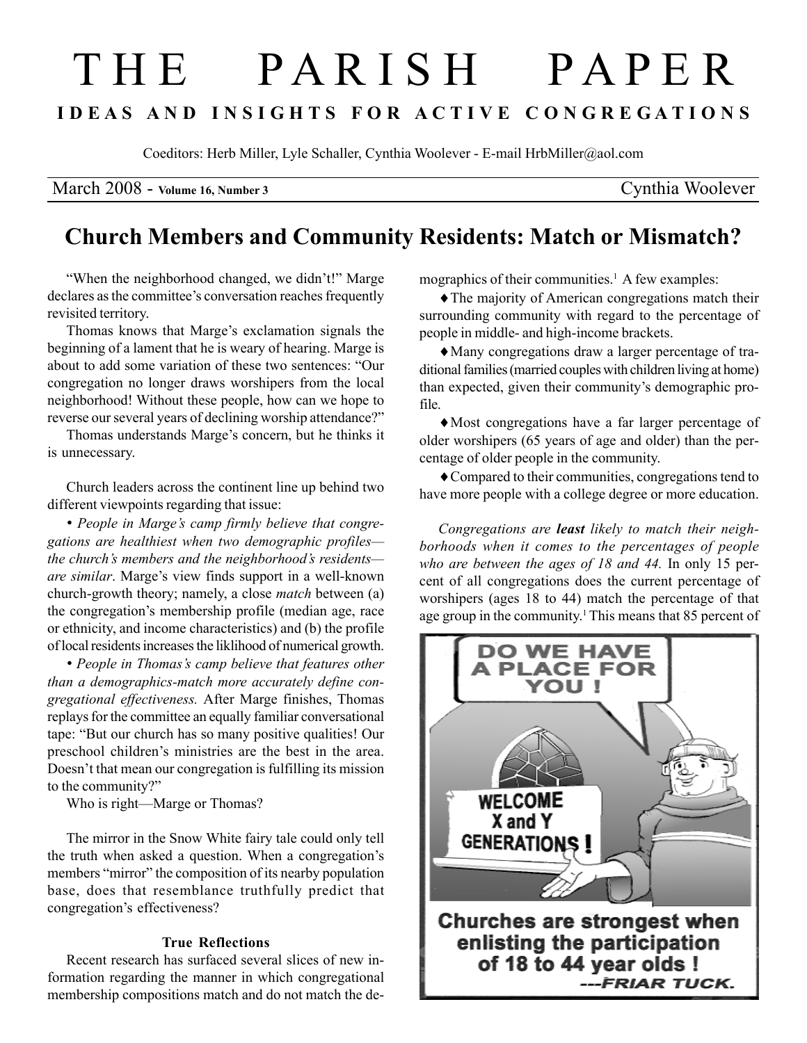# THE PARISH PAPER

**IDEAS AND INSIGHTS FOR ACTIVE CONGREGATIONS**

Coeditors: Herb Miller, Lyle Schaller, Cynthia Woolever - E-mail HrbMiller@aol.com

March 2008 - **Volume 16, Number 3** — Cynthia Woolever

## Church Members and Community Residents: Match or Mismatch?

"When the neighborhood changed, we didn't!" Marge declares as the committee's conversation reaches frequently revisited territory.

Thomas knows that Marge's exclamation signals the beginning of a lament that he is weary of hearing. Marge is about to add some variation of these two sentences: "Our congregation no longer draws worshipers from the local neighborhood! Without these people, how can we hope to reverse our several years of declining worship attendance?"

Thomas understands Marge's concern, but he thinks it is unnecessary.

Church leaders across the continent line up behind two different viewpoints regarding that issue:

- *People in Marge's camp firmly believe that congregations are healthiest when two demographic profiles—the church's members and the neighborhood's residents—are similar*. Marge's view finds support in a well-known church-growth theory; namely, a close *match* between (a) the congregation's membership profile (median age, race or ethnicity, and income characteristics) and (b) the profile of local residents increases the liklihood of numerical growth.
- *People in Thomas's camp believe that features other than a demographics-match more accurately define congregational effectiveness.* After Marge finishes, Thomas replays for the committee an equally familiar conversational tape: "But our church has so many positive qualities! Our preschool children's ministries are the best in the area. Doesn't that mean our congregation is fulfilling its mission to the community?"

Who is right—Marge or Thomas?

The mirror in the Snow White fairy tale could only tell the truth when asked a question. When a congregation's members "mirror" the composition of its nearby population base, does that resemblance truthfully predict that congregation's effectiveness?

### True Reflections

Recent research has surfaced several slices of new information regarding the manner in which congregational membership compositions match and do not match the demographics of their communities.[1] A few examples:

- The majority of American congregations match their surrounding community with regard to the percentage of people in middle- and high-income brackets.
- Many congregations draw a larger percentage of traditional families (married couples with children living at home) than expected, given their community's demographic profile.
- Most congregations have a far larger percentage of older worshipers (65 years of age and older) than the percentage of older people in the community.
- Compared to their communities, congregations tend to have more people with a college degree or more education.

*Congregations are **least** likely to match their neighborhoods when it comes to the percentages of people who are between the ages of 18 and 44.* In only 15 percent of all congregations does the current percentage of worshipers (ages 18 to 44) match the percentage of that age group in the community.[1] This means that 85 percent of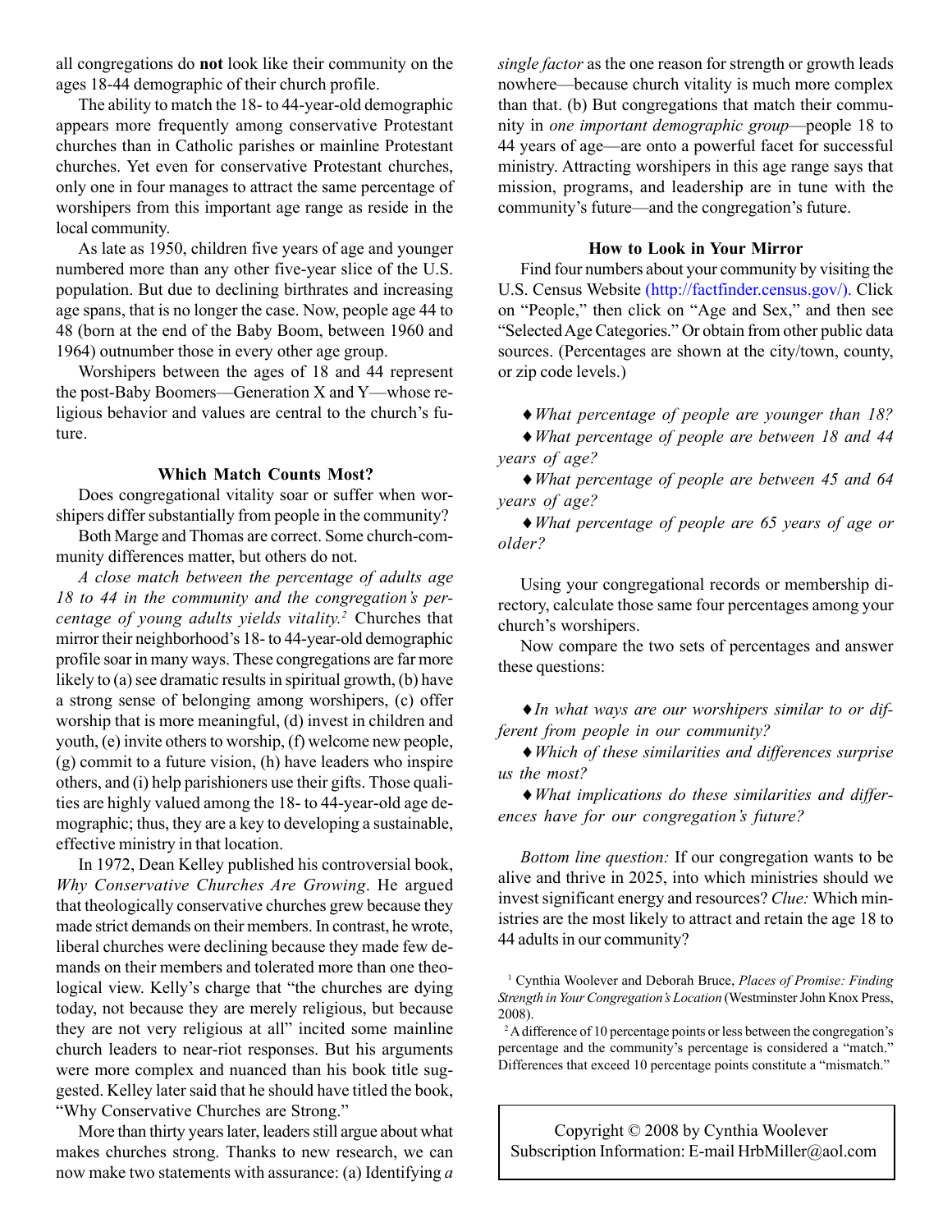all congregations do **not** look like their community on the ages 18-44 demographic of their church profile.

The ability to match the 18- to 44-year-old demographic appears more frequently among conservative Protestant churches than in Catholic parishes or mainline Protestant churches. Yet even for conservative Protestant churches, only one in four manages to attract the same percentage of worshipers from this important age range as reside in the local community.

As late as 1950, children five years of age and younger numbered more than any other five-year slice of the U.S. population. But due to declining birthrates and increasing age spans, that is no longer the case. Now, people age 44 to 48 (born at the end of the Baby Boom, between 1960 and 1964) outnumber those in every other age group.

Worshipers between the ages of 18 and 44 represent the post-Baby Boomers—Generation X and Y—whose religious behavior and values are central to the church's future.

### Which Match Counts Most?

Does congregational vitality soar or suffer when worshipers differ substantially from people in the community?

Both Marge and Thomas are correct. Some church-community differences matter, but others do not.

*A close match between the percentage of adults age 18 to 44 in the community and the congregation's percentage of young adults yields vitality.*[2] Churches that mirror their neighborhood's 18- to 44-year-old demographic profile soar in many ways. These congregations are far more likely to (a) see dramatic results in spiritual growth, (b) have a strong sense of belonging among worshipers, (c) offer worship that is more meaningful, (d) invest in children and youth, (e) invite others to worship, (f) welcome new people, (g) commit to a future vision, (h) have leaders who inspire others, and (i) help parishioners use their gifts. Those qualities are highly valued among the 18- to 44-year-old age demographic; thus, they are a key to developing a sustainable, effective ministry in that location.

In 1972, Dean Kelley published his controversial book, *Why Conservative Churches Are Growing*. He argued that theologically conservative churches grew because they made strict demands on their members. In contrast, he wrote, liberal churches were declining because they made few demands on their members and tolerated more than one theological view. Kelly's charge that "the churches are dying today, not because they are merely religious, but because they are not very religious at all" incited some mainline church leaders to near-riot responses. But his arguments were more complex and nuanced than his book title suggested. Kelley later said that he should have titled the book, "Why Conservative Churches are Strong."

More than thirty years later, leaders still argue about what makes churches strong. Thanks to new research, we can now make two statements with assurance: (a) Identifying *a single factor* as the one reason for strength or growth leads nowhere—because church vitality is much more complex than that. (b) But congregations that match their community in *one important demographic group*—people 18 to 44 years of age—are onto a powerful facet for successful ministry. Attracting worshipers in this age range says that mission, programs, and leadership are in tune with the community's future—and the congregation's future.

### How to Look in Your Mirror

Find four numbers about your community by visiting the U.S. Census Website (http://factfinder.census.gov/). Click on "People," then click on "Age and Sex," and then see "Selected Age Categories." Or obtain from other public data sources. (Percentages are shown at the city/town, county, or zip code levels.)

- *What percentage of people are younger than 18?*
- *What percentage of people are between 18 and 44 years of age?*
- *What percentage of people are between 45 and 64 years of age?*
- *What percentage of people are 65 years of age or older?*

Using your congregational records or membership directory, calculate those same four percentages among your church's worshipers.

Now compare the two sets of percentages and answer these questions:

- *In what ways are our worshipers similar to or different from people in our community?*
- *Which of these similarities and differences surprise us the most?*
- *What implications do these similarities and differences have for our congregation's future?*

*Bottom line question:* If our congregation wants to be alive and thrive in 2025, into which ministries should we invest significant energy and resources? *Clue:* Which ministries are the most likely to attract and retain the age 18 to 44 adults in our community?

[1] Cynthia Woolever and Deborah Bruce, *Places of Promise: Finding Strength in Your Congregation's Location* (Westminster John Knox Press, 2008).

[2] A difference of 10 percentage points or less between the congregation's percentage and the community's percentage is considered a "match." Differences that exceed 10 percentage points constitute a "mismatch."

Copyright © 2008 by Cynthia Woolever
Subscription Information: E-mail HrbMiller@aol.com